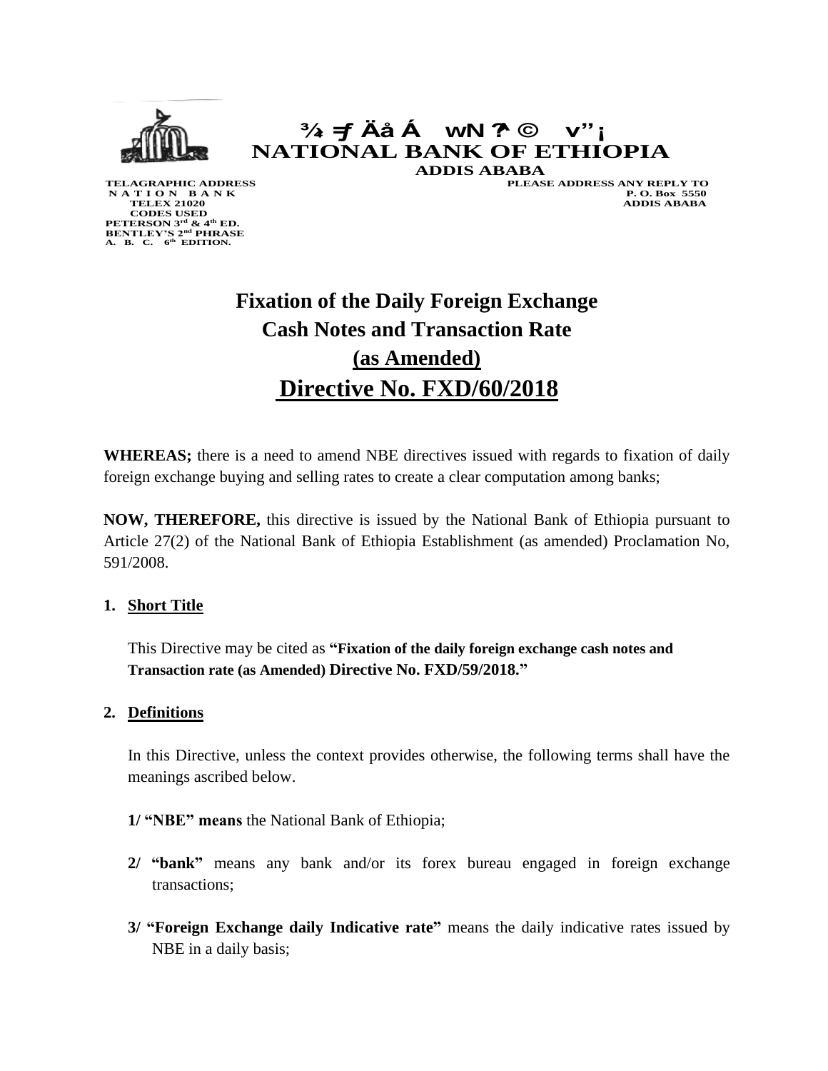¾ ‹ Äå Á wN ?^ © v"¡

NATIONAL BANK OF ETHIOPIA

ADDIS ABABA

TELAGRAPHIC ADDRESS
N A T I O N B A N K
TELEX 21020
CODES USED
PETERSON 3rd & 4th ED.
BENTLEY'S 2nd PHRASE
A. B. C. 6th EDITION.

PLEASE ADDRESS ANY REPLY TO
P. O. Box 5550
ADDIS ABABA

# Fixation of the Daily Foreign Exchange Cash Notes and Transaction Rate (as Amended)

# Directive No. FXD/60/2018

**WHEREAS;** there is a need to amend NBE directives issued with regards to fixation of daily foreign exchange buying and selling rates to create a clear computation among banks;

**NOW, THEREFORE,** this directive is issued by the National Bank of Ethiopia pursuant to Article 27(2) of the National Bank of Ethiopia Establishment (as amended) Proclamation No, 591/2008.

**1. Short Title**

This Directive may be cited as **"Fixation of the daily foreign exchange cash notes and Transaction rate (as Amended) Directive No. FXD/59/2018."**

**2. Definitions**

In this Directive, unless the context provides otherwise, the following terms shall have the meanings ascribed below.

**1/ "NBE" means** the National Bank of Ethiopia;

**2/ "bank"** means any bank and/or its forex bureau engaged in foreign exchange transactions;

**3/ "Foreign Exchange daily Indicative rate"** means the daily indicative rates issued by NBE in a daily basis;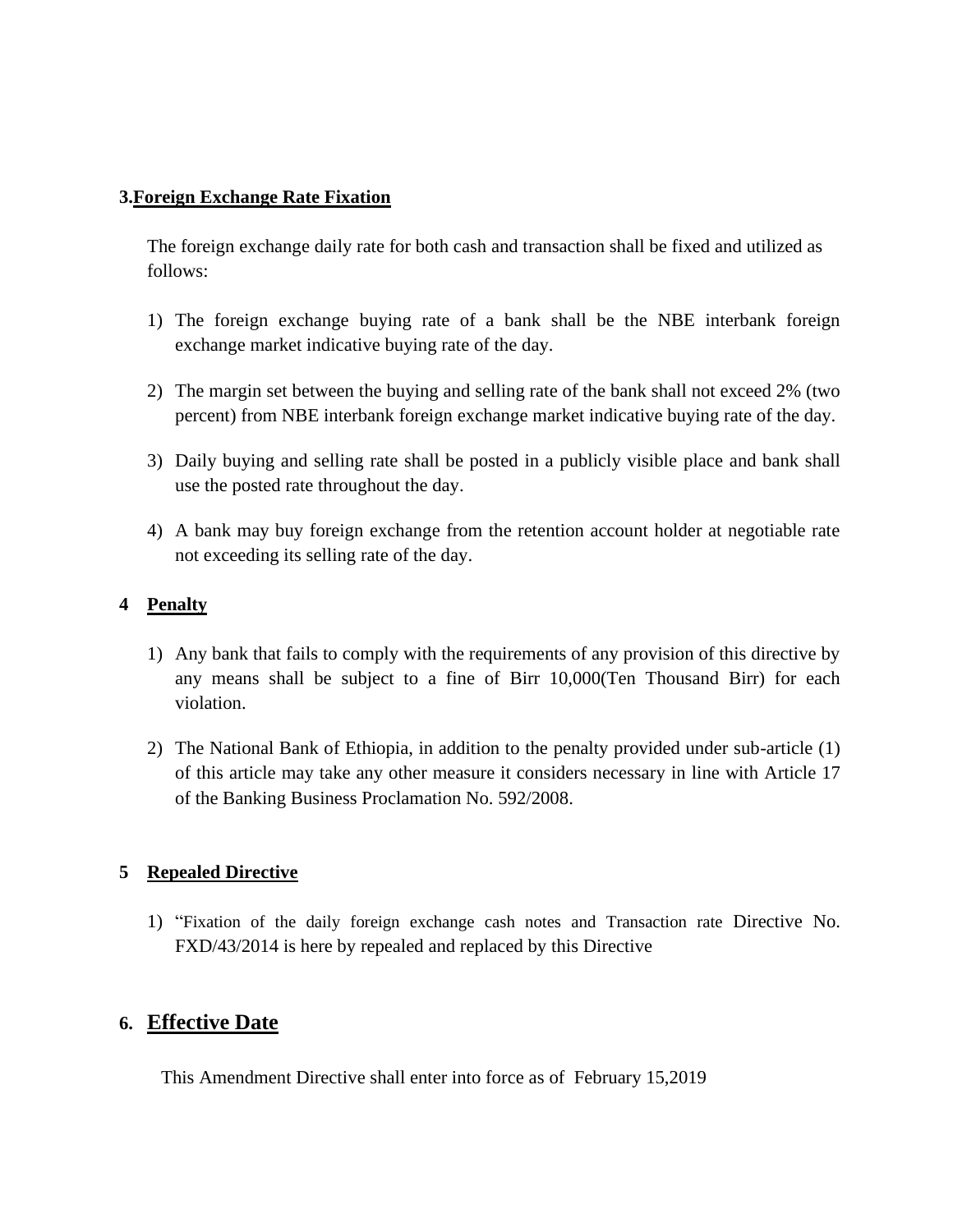## 3. Foreign Exchange Rate Fixation

The foreign exchange daily rate for both cash and transaction shall be fixed and utilized as follows:

1) The foreign exchange buying rate of a bank shall be the NBE interbank foreign exchange market indicative buying rate of the day.

2) The margin set between the buying and selling rate of the bank shall not exceed 2% (two percent) from NBE interbank foreign exchange market indicative buying rate of the day.

3) Daily buying and selling rate shall be posted in a publicly visible place and bank shall use the posted rate throughout the day.

4) A bank may buy foreign exchange from the retention account holder at negotiable rate not exceeding its selling rate of the day.

## 4 Penalty

1) Any bank that fails to comply with the requirements of any provision of this directive by any means shall be subject to a fine of Birr 10,000(Ten Thousand Birr) for each violation.

2) The National Bank of Ethiopia, in addition to the penalty provided under sub-article (1) of this article may take any other measure it considers necessary in line with Article 17 of the Banking Business Proclamation No. 592/2008.

## 5 Repealed Directive

1) "Fixation of the daily foreign exchange cash notes and Transaction rate Directive No. FXD/43/2014 is here by repealed and replaced by this Directive

## 6. Effective Date

This Amendment Directive shall enter into force as of February 15,2019